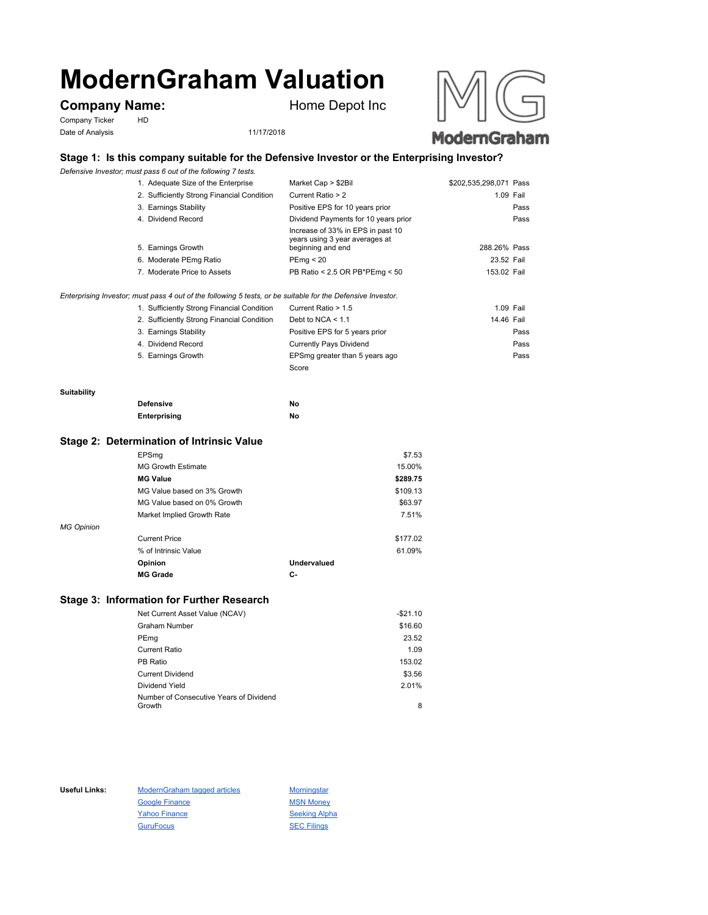# ModernGraham Valuation

**Company Name:** Home Depot Inc

Company Ticker: HD

Date of Analysis: 11/17/2018

## Stage 1: Is this company suitable for the Defensive Investor or the Enterprising Investor?

*Defensive Investor; must pass 6 out of the following 7 tests.*

| Test | Criteria | Value | Result |
|---|---|---|---|
| 1. Adequate Size of the Enterprise | Market Cap > $2Bil | $202,535,298,071 | Pass |
| 2. Sufficiently Strong Financial Condition | Current Ratio > 2 | 1.09 | Fail |
| 3. Earnings Stability | Positive EPS for 10 years prior | | Pass |
| 4. Dividend Record | Dividend Payments for 10 years prior | | Pass |
| 5. Earnings Growth | Increase of 33% in EPS in past 10 years using 3 year averages at beginning and end | 288.26% | Pass |
| 6. Moderate PEmg Ratio | PEmg < 20 | 23.52 | Fail |
| 7. Moderate Price to Assets | PB Ratio < 2.5 OR PB*PEmg < 50 | 153.02 | Fail |

*Enterprising Investor; must pass 4 out of the following 5 tests, or be suitable for the Defensive Investor.*

| Test | Criteria | Value | Result |
|---|---|---|---|
| 1. Sufficiently Strong Financial Condition | Current Ratio > 1.5 | 1.09 | Fail |
| 2. Sufficiently Strong Financial Condition | Debt to NCA < 1.1 | 14.46 | Fail |
| 3. Earnings Stability | Positive EPS for 5 years prior | | Pass |
| 4. Dividend Record | Currently Pays Dividend | | Pass |
| 5. Earnings Growth | EPSmg greater than 5 years ago | | Pass |
| | Score | | |

**Suitability**

| | |
|---|---|
| **Defensive** | No |
| **Enterprising** | No |

## Stage 2: Determination of Intrinsic Value

| | | |
|---|---|---|
| EPSmg | | $7.53 |
| MG Growth Estimate | | 15.00% |
| **MG Value** | | **$289.75** |
| MG Value based on 3% Growth | | $109.13 |
| MG Value based on 0% Growth | | $63.97 |
| Market Implied Growth Rate | | 7.51% |

*MG Opinion*

| | | |
|---|---|---|
| Current Price | | $177.02 |
| % of Intrinsic Value | | 61.09% |
| **Opinion** | **Undervalued** | |
| **MG Grade** | **C-** | |

## Stage 3: Information for Further Research

| | |
|---|---|
| Net Current Asset Value (NCAV) | -$21.10 |
| Graham Number | $16.60 |
| PEmg | 23.52 |
| Current Ratio | 1.09 |
| PB Ratio | 153.02 |
| Current Dividend | $3.56 |
| Dividend Yield | 2.01% |
| Number of Consecutive Years of Dividend Growth | 8 |

**Useful Links:**

- ModernGraham tagged articles
- Google Finance
- Yahoo Finance
- GuruFocus
- Morningstar
- MSN Money
- Seeking Alpha
- SEC Filings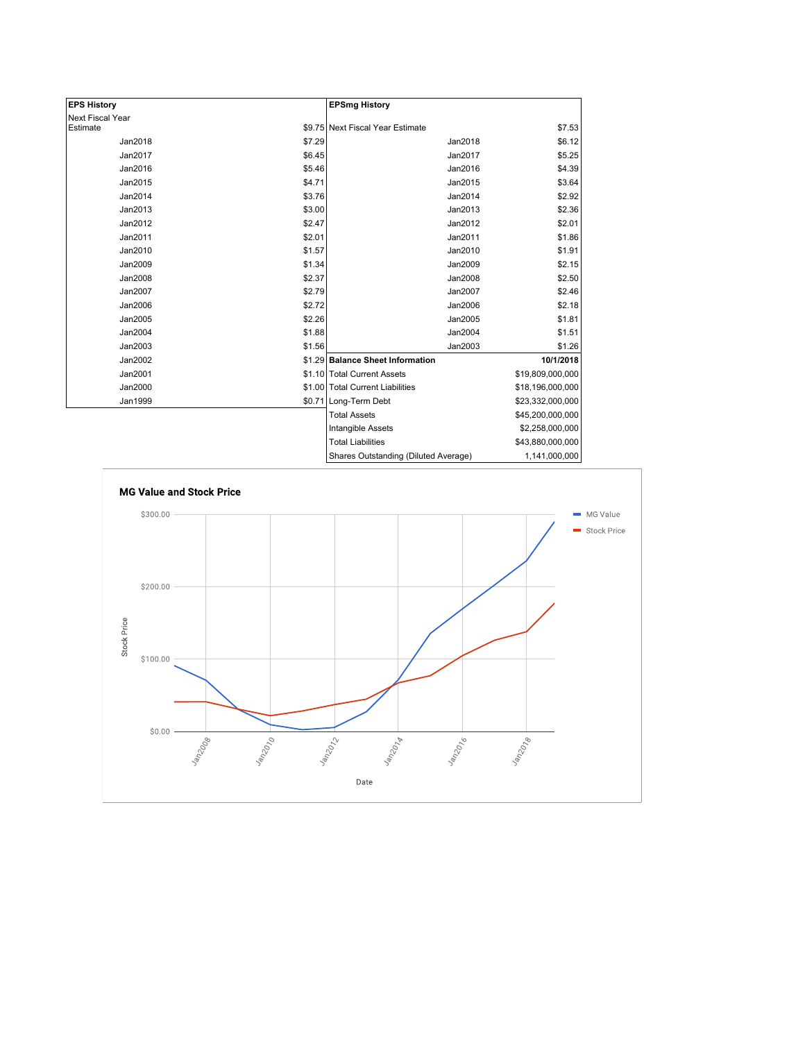| EPS History | |
|---|---|
| Next Fiscal Year Estimate | $9.75 |
| Jan2018 | $7.29 |
| Jan2017 | $6.45 |
| Jan2016 | $5.46 |
| Jan2015 | $4.71 |
| Jan2014 | $3.76 |
| Jan2013 | $3.00 |
| Jan2012 | $2.47 |
| Jan2011 | $2.01 |
| Jan2010 | $1.57 |
| Jan2009 | $1.34 |
| Jan2008 | $2.37 |
| Jan2007 | $2.79 |
| Jan2006 | $2.72 |
| Jan2005 | $2.26 |
| Jan2004 | $1.88 |
| Jan2003 | $1.56 |
| Jan2002 | $1.29 |
| Jan2001 | $1.10 |
| Jan2000 | $1.00 |
| Jan1999 | $0.71 |

| EPSmg History | |
|---|---|
| Next Fiscal Year Estimate | $7.53 |
| Jan2018 | $6.12 |
| Jan2017 | $5.25 |
| Jan2016 | $4.39 |
| Jan2015 | $3.64 |
| Jan2014 | $2.92 |
| Jan2013 | $2.36 |
| Jan2012 | $2.01 |
| Jan2011 | $1.86 |
| Jan2010 | $1.91 |
| Jan2009 | $2.15 |
| Jan2008 | $2.50 |
| Jan2007 | $2.46 |
| Jan2006 | $2.18 |
| Jan2005 | $1.81 |
| Jan2004 | $1.51 |
| Jan2003 | $1.26 |

| Balance Sheet Information | 10/1/2018 |
|---|---|
| Total Current Assets | $19,809,000,000 |
| Total Current Liabilities | $18,196,000,000 |
| Long-Term Debt | $23,332,000,000 |
| Total Assets | $45,200,000,000 |
| Intangible Assets | $2,258,000,000 |
| Total Liabilities | $43,880,000,000 |
| Shares Outstanding (Diluted Average) | 1,141,000,000 |

**MG Value and Stock Price**

(Chart: Stock Price vs. Date, Jan2008–Jan2018; series: MG Value, Stock Price; y-axis $0.00–$300.00)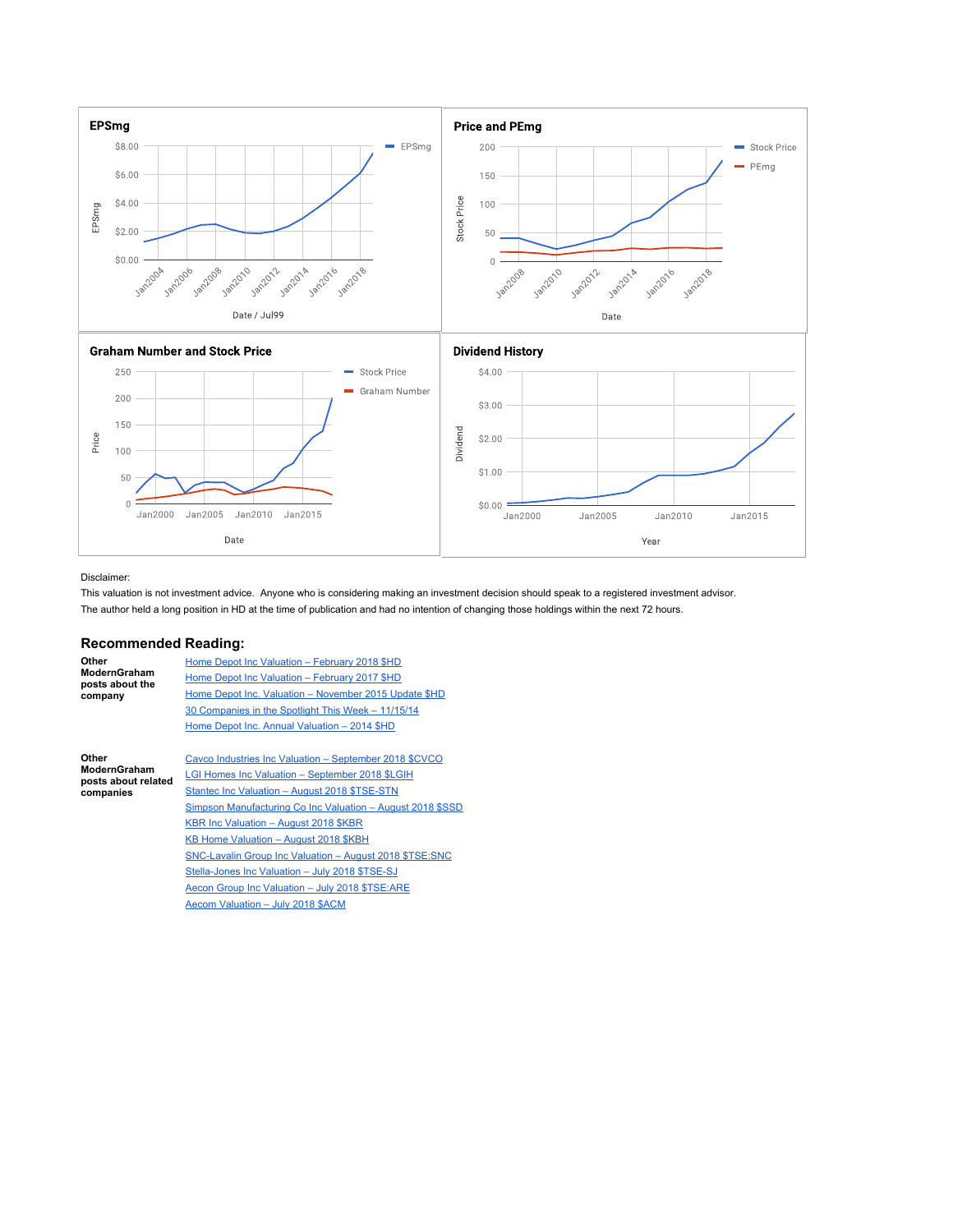EPSmg

$8.00
$6.00
$4.00
$2.00
$0.00

EPSmg

Jan2004 Jan2006 Jan2008 Jan2010 Jan2012 Jan2014 Jan2016 Jan2018

Date / Jul99

EPSmg

Price and PEmg

200
150
100
50
0

Stock Price

Jan2008 Jan2010 Jan2012 Jan2014 Jan2016 Jan2018

Date

Stock Price
PEmg

Graham Number and Stock Price

250
200
150
100
50
0

Price

Jan2000 Jan2005 Jan2010 Jan2015

Date

Stock Price
Graham Number

Dividend History

$4.00
$3.00
$2.00
$1.00
$0.00

Dividend

Jan2000 Jan2005 Jan2010 Jan2015

Year

Disclaimer:

This valuation is not investment advice. Anyone who is considering making an investment decision should speak to a registered investment advisor.

The author held a long position in HD at the time of publication and had no intention of changing those holdings within the next 72 hours.

## Recommended Reading:

**Other ModernGraham posts about the company**

- Home Depot Inc Valuation – February 2018 $HD
- Home Depot Inc Valuation – February 2017 $HD
- Home Depot Inc. Valuation – November 2015 Update $HD
- 30 Companies in the Spotlight This Week – 11/15/14
- Home Depot Inc. Annual Valuation – 2014 $HD

**Other ModernGraham posts about related companies**

- Cavco Industries Inc Valuation – September 2018 $CVCO
- LGI Homes Inc Valuation – September 2018 $LGIH
- Stantec Inc Valuation – August 2018 $TSE-STN
- Simpson Manufacturing Co Inc Valuation – August 2018 $SSD
- KBR Inc Valuation – August 2018 $KBR
- KB Home Valuation – August 2018 $KBH
- SNC-Lavalin Group Inc Valuation – August 2018 $TSE:SNC
- Stella-Jones Inc Valuation – July 2018 $TSE-SJ
- Aecon Group Inc Valuation – July 2018 $TSE:ARE
- Aecom Valuation – July 2018 $ACM